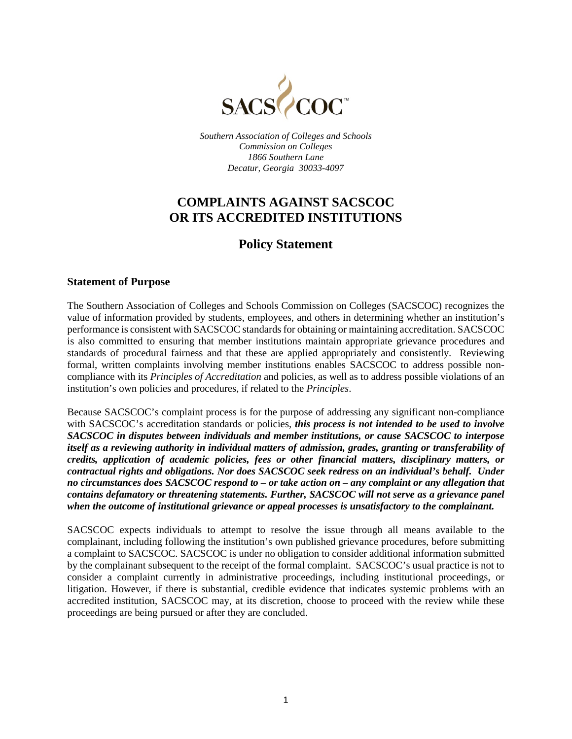SACSCOC

*Southern Association of Colleges and Schools*
*Commission on Colleges*
*1866 Southern Lane*
*Decatur, Georgia 30033-4097*

# COMPLAINTS AGAINST SACSCOC OR ITS ACCREDITED INSTITUTIONS

## Policy Statement

### Statement of Purpose

The Southern Association of Colleges and Schools Commission on Colleges (SACSCOC) recognizes the value of information provided by students, employees, and others in determining whether an institution's performance is consistent with SACSCOC standards for obtaining or maintaining accreditation. SACSCOC is also committed to ensuring that member institutions maintain appropriate grievance procedures and standards of procedural fairness and that these are applied appropriately and consistently. Reviewing formal, written complaints involving member institutions enables SACSCOC to address possible non-compliance with its *Principles of Accreditation* and policies, as well as to address possible violations of an institution's own policies and procedures, if related to the *Principles*.

Because SACSCOC's complaint process is for the purpose of addressing any significant non-compliance with SACSCOC's accreditation standards or policies, ***this process is not intended to be used to involve SACSCOC in disputes between individuals and member institutions, or cause SACSCOC to interpose itself as a reviewing authority in individual matters of admission, grades, granting or transferability of credits, application of academic policies, fees or other financial matters, disciplinary matters, or contractual rights and obligations. Nor does SACSCOC seek redress on an individual's behalf. Under no circumstances does SACSCOC respond to – or take action on – any complaint or any allegation that contains defamatory or threatening statements. Further, SACSCOC will not serve as a grievance panel when the outcome of institutional grievance or appeal processes is unsatisfactory to the complainant.***

SACSCOC expects individuals to attempt to resolve the issue through all means available to the complainant, including following the institution's own published grievance procedures, before submitting a complaint to SACSCOC. SACSCOC is under no obligation to consider additional information submitted by the complainant subsequent to the receipt of the formal complaint. SACSCOC's usual practice is not to consider a complaint currently in administrative proceedings, including institutional proceedings, or litigation. However, if there is substantial, credible evidence that indicates systemic problems with an accredited institution, SACSCOC may, at its discretion, choose to proceed with the review while these proceedings are being pursued or after they are concluded.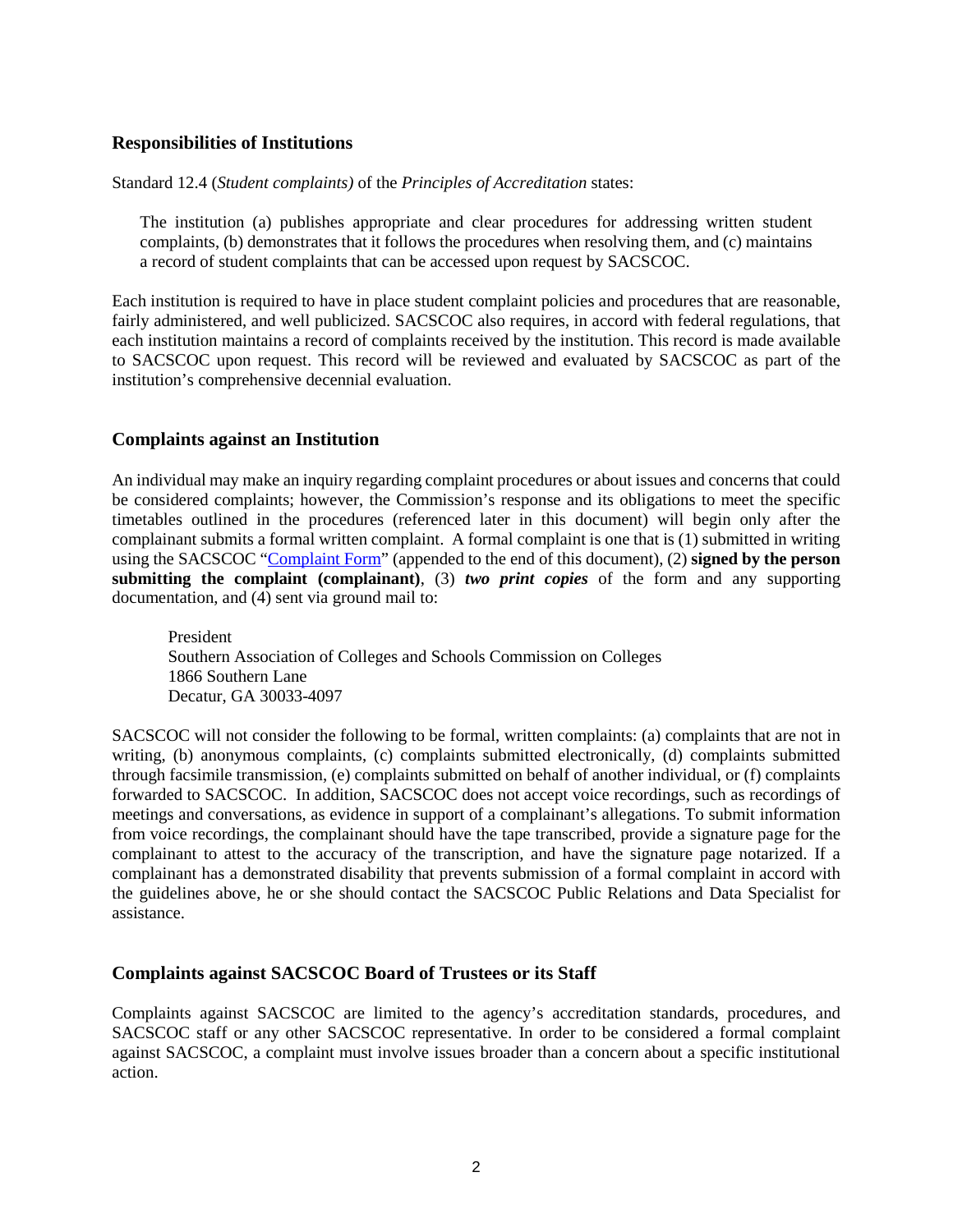## Responsibilities of Institutions

Standard 12.4 (*Student complaints)* of the *Principles of Accreditation* states:

> The institution (a) publishes appropriate and clear procedures for addressing written student complaints, (b) demonstrates that it follows the procedures when resolving them, and (c) maintains a record of student complaints that can be accessed upon request by SACSCOC.

Each institution is required to have in place student complaint policies and procedures that are reasonable, fairly administered, and well publicized. SACSCOC also requires, in accord with federal regulations, that each institution maintains a record of complaints received by the institution. This record is made available to SACSCOC upon request. This record will be reviewed and evaluated by SACSCOC as part of the institution's comprehensive decennial evaluation.

## Complaints against an Institution

An individual may make an inquiry regarding complaint procedures or about issues and concerns that could be considered complaints; however, the Commission's response and its obligations to meet the specific timetables outlined in the procedures (referenced later in this document) will begin only after the complainant submits a formal written complaint. A formal complaint is one that is (1) submitted in writing using the SACSCOC "Complaint Form" (appended to the end of this document), (2) **signed by the person submitting the complaint (complainant)**, (3) ***two print copies*** of the form and any supporting documentation, and (4) sent via ground mail to:

> President
> Southern Association of Colleges and Schools Commission on Colleges
> 1866 Southern Lane
> Decatur, GA 30033-4097

SACSCOC will not consider the following to be formal, written complaints: (a) complaints that are not in writing, (b) anonymous complaints, (c) complaints submitted electronically, (d) complaints submitted through facsimile transmission, (e) complaints submitted on behalf of another individual, or (f) complaints forwarded to SACSCOC. In addition, SACSCOC does not accept voice recordings, such as recordings of meetings and conversations, as evidence in support of a complainant's allegations. To submit information from voice recordings, the complainant should have the tape transcribed, provide a signature page for the complainant to attest to the accuracy of the transcription, and have the signature page notarized. If a complainant has a demonstrated disability that prevents submission of a formal complaint in accord with the guidelines above, he or she should contact the SACSCOC Public Relations and Data Specialist for assistance.

## Complaints against SACSCOC Board of Trustees or its Staff

Complaints against SACSCOC are limited to the agency's accreditation standards, procedures, and SACSCOC staff or any other SACSCOC representative. In order to be considered a formal complaint against SACSCOC, a complaint must involve issues broader than a concern about a specific institutional action.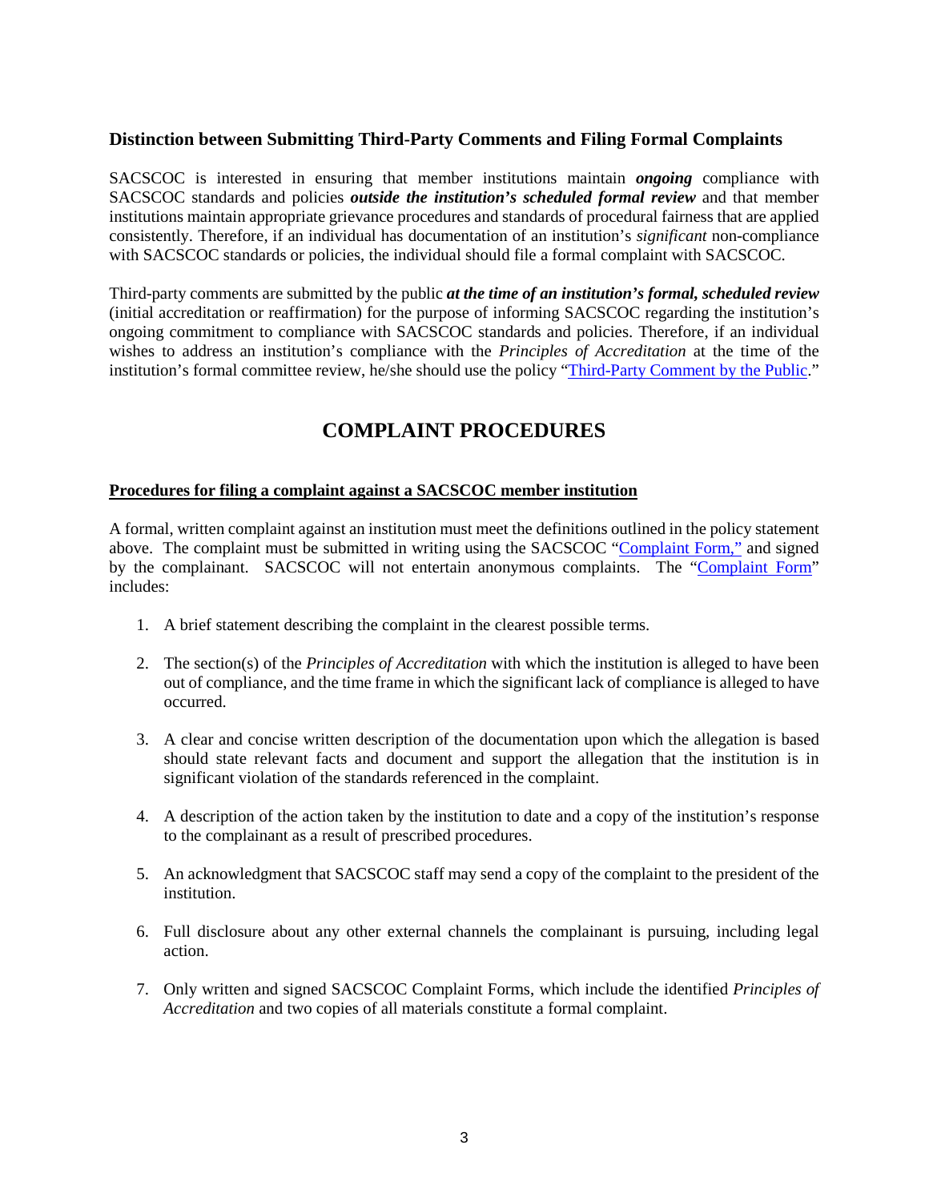### Distinction between Submitting Third-Party Comments and Filing Formal Complaints

SACSCOC is interested in ensuring that member institutions maintain ***ongoing*** compliance with SACSCOC standards and policies ***outside the institution's scheduled formal review*** and that member institutions maintain appropriate grievance procedures and standards of procedural fairness that are applied consistently. Therefore, if an individual has documentation of an institution's *significant* non-compliance with SACSCOC standards or policies, the individual should file a formal complaint with SACSCOC.

Third-party comments are submitted by the public ***at the time of an institution's formal, scheduled review*** (initial accreditation or reaffirmation) for the purpose of informing SACSCOC regarding the institution's ongoing commitment to compliance with SACSCOC standards and policies. Therefore, if an individual wishes to address an institution's compliance with the *Principles of Accreditation* at the time of the institution's formal committee review, he/she should use the policy "Third-Party Comment by the Public."

## COMPLAINT PROCEDURES

**Procedures for filing a complaint against a SACSCOC member institution**

A formal, written complaint against an institution must meet the definitions outlined in the policy statement above. The complaint must be submitted in writing using the SACSCOC "Complaint Form," and signed by the complainant. SACSCOC will not entertain anonymous complaints. The "Complaint Form" includes:

1. A brief statement describing the complaint in the clearest possible terms.

2. The section(s) of the *Principles of Accreditation* with which the institution is alleged to have been out of compliance, and the time frame in which the significant lack of compliance is alleged to have occurred.

3. A clear and concise written description of the documentation upon which the allegation is based should state relevant facts and document and support the allegation that the institution is in significant violation of the standards referenced in the complaint.

4. A description of the action taken by the institution to date and a copy of the institution's response to the complainant as a result of prescribed procedures.

5. An acknowledgment that SACSCOC staff may send a copy of the complaint to the president of the institution.

6. Full disclosure about any other external channels the complainant is pursuing, including legal action.

7. Only written and signed SACSCOC Complaint Forms, which include the identified *Principles of Accreditation* and two copies of all materials constitute a formal complaint.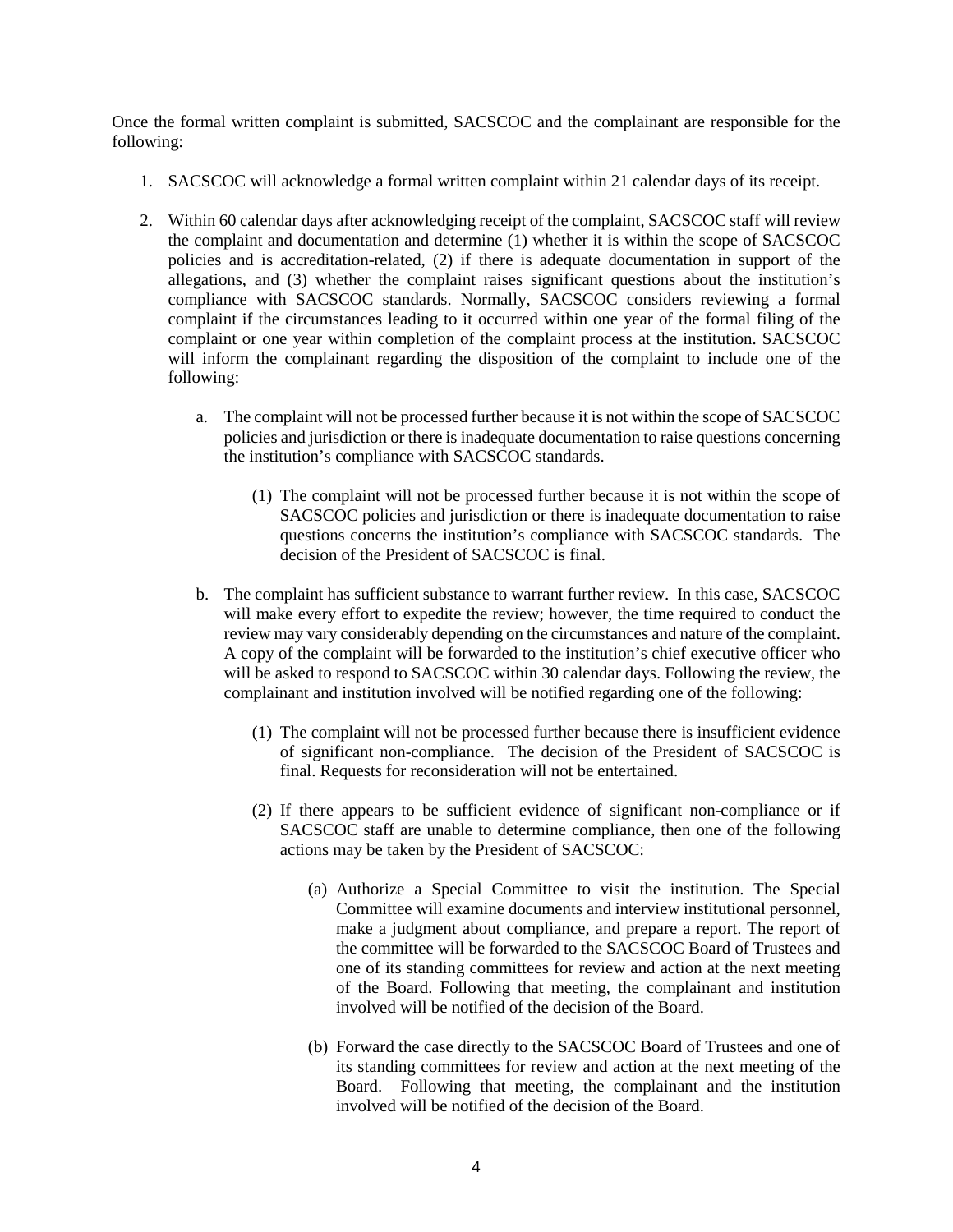Once the formal written complaint is submitted, SACSCOC and the complainant are responsible for the following:

1. SACSCOC will acknowledge a formal written complaint within 21 calendar days of its receipt.

2. Within 60 calendar days after acknowledging receipt of the complaint, SACSCOC staff will review the complaint and documentation and determine (1) whether it is within the scope of SACSCOC policies and is accreditation-related, (2) if there is adequate documentation in support of the allegations, and (3) whether the complaint raises significant questions about the institution's compliance with SACSCOC standards. Normally, SACSCOC considers reviewing a formal complaint if the circumstances leading to it occurred within one year of the formal filing of the complaint or one year within completion of the complaint process at the institution. SACSCOC will inform the complainant regarding the disposition of the complaint to include one of the following:

   a. The complaint will not be processed further because it is not within the scope of SACSCOC policies and jurisdiction or there is inadequate documentation to raise questions concerning the institution's compliance with SACSCOC standards.

      (1) The complaint will not be processed further because it is not within the scope of SACSCOC policies and jurisdiction or there is inadequate documentation to raise questions concerns the institution's compliance with SACSCOC standards. The decision of the President of SACSCOC is final.

   b. The complaint has sufficient substance to warrant further review. In this case, SACSCOC will make every effort to expedite the review; however, the time required to conduct the review may vary considerably depending on the circumstances and nature of the complaint. A copy of the complaint will be forwarded to the institution's chief executive officer who will be asked to respond to SACSCOC within 30 calendar days. Following the review, the complainant and institution involved will be notified regarding one of the following:

      (1) The complaint will not be processed further because there is insufficient evidence of significant non-compliance. The decision of the President of SACSCOC is final. Requests for reconsideration will not be entertained.

      (2) If there appears to be sufficient evidence of significant non-compliance or if SACSCOC staff are unable to determine compliance, then one of the following actions may be taken by the President of SACSCOC:

         (a) Authorize a Special Committee to visit the institution. The Special Committee will examine documents and interview institutional personnel, make a judgment about compliance, and prepare a report. The report of the committee will be forwarded to the SACSCOC Board of Trustees and one of its standing committees for review and action at the next meeting of the Board. Following that meeting, the complainant and institution involved will be notified of the decision of the Board.

         (b) Forward the case directly to the SACSCOC Board of Trustees and one of its standing committees for review and action at the next meeting of the Board. Following that meeting, the complainant and the institution involved will be notified of the decision of the Board.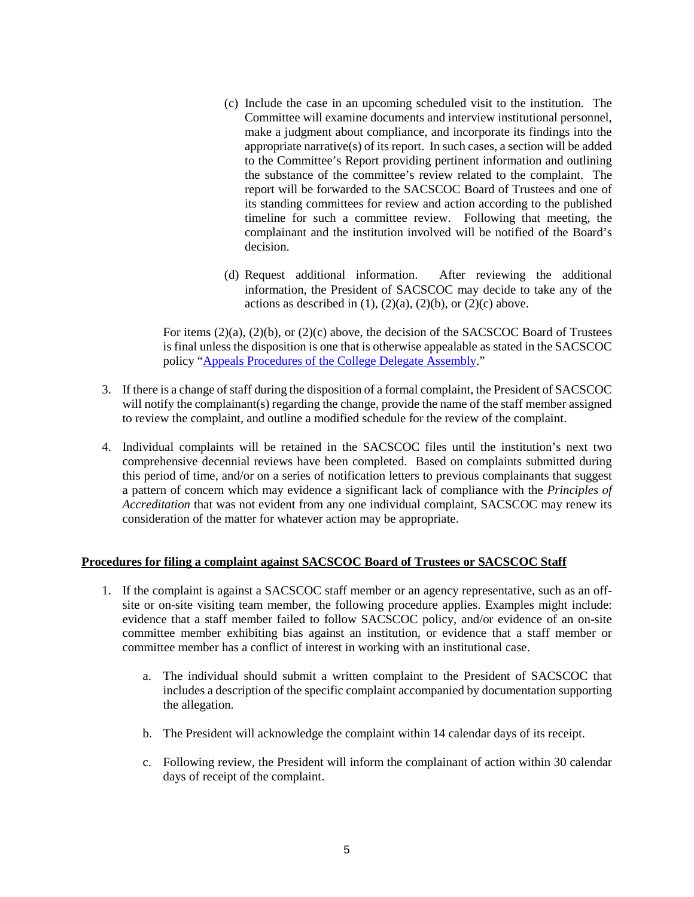(c) Include the case in an upcoming scheduled visit to the institution. The Committee will examine documents and interview institutional personnel, make a judgment about compliance, and incorporate its findings into the appropriate narrative(s) of its report. In such cases, a section will be added to the Committee's Report providing pertinent information and outlining the substance of the committee's review related to the complaint. The report will be forwarded to the SACSCOC Board of Trustees and one of its standing committees for review and action according to the published timeline for such a committee review. Following that meeting, the complainant and the institution involved will be notified of the Board's decision.

(d) Request additional information. After reviewing the additional information, the President of SACSCOC may decide to take any of the actions as described in (1), (2)(a), (2)(b), or (2)(c) above.

For items (2)(a), (2)(b), or (2)(c) above, the decision of the SACSCOC Board of Trustees is final unless the disposition is one that is otherwise appealable as stated in the SACSCOC policy "Appeals Procedures of the College Delegate Assembly."

3. If there is a change of staff during the disposition of a formal complaint, the President of SACSCOC will notify the complainant(s) regarding the change, provide the name of the staff member assigned to review the complaint, and outline a modified schedule for the review of the complaint.

4. Individual complaints will be retained in the SACSCOC files until the institution's next two comprehensive decennial reviews have been completed. Based on complaints submitted during this period of time, and/or on a series of notification letters to previous complainants that suggest a pattern of concern which may evidence a significant lack of compliance with the *Principles of Accreditation* that was not evident from any one individual complaint, SACSCOC may renew its consideration of the matter for whatever action may be appropriate.

**Procedures for filing a complaint against SACSCOC Board of Trustees or SACSCOC Staff**

1. If the complaint is against a SACSCOC staff member or an agency representative, such as an off-site or on-site visiting team member, the following procedure applies. Examples might include: evidence that a staff member failed to follow SACSCOC policy, and/or evidence of an on-site committee member exhibiting bias against an institution, or evidence that a staff member or committee member has a conflict of interest in working with an institutional case.

   a. The individual should submit a written complaint to the President of SACSCOC that includes a description of the specific complaint accompanied by documentation supporting the allegation.

   b. The President will acknowledge the complaint within 14 calendar days of its receipt.

   c. Following review, the President will inform the complainant of action within 30 calendar days of receipt of the complaint.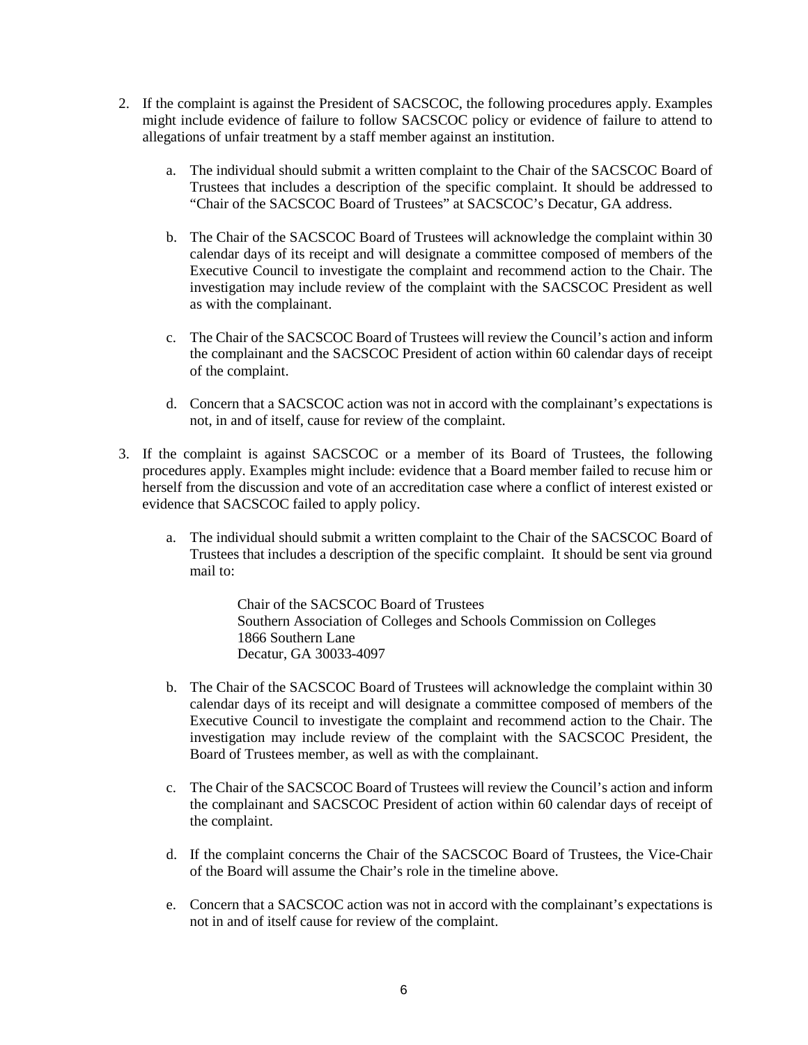2. If the complaint is against the President of SACSCOC, the following procedures apply. Examples might include evidence of failure to follow SACSCOC policy or evidence of failure to attend to allegations of unfair treatment by a staff member against an institution.

   a. The individual should submit a written complaint to the Chair of the SACSCOC Board of Trustees that includes a description of the specific complaint. It should be addressed to "Chair of the SACSCOC Board of Trustees" at SACSCOC's Decatur, GA address.

   b. The Chair of the SACSCOC Board of Trustees will acknowledge the complaint within 30 calendar days of its receipt and will designate a committee composed of members of the Executive Council to investigate the complaint and recommend action to the Chair. The investigation may include review of the complaint with the SACSCOC President as well as with the complainant.

   c. The Chair of the SACSCOC Board of Trustees will review the Council's action and inform the complainant and the SACSCOC President of action within 60 calendar days of receipt of the complaint.

   d. Concern that a SACSCOC action was not in accord with the complainant's expectations is not, in and of itself, cause for review of the complaint.

3. If the complaint is against SACSCOC or a member of its Board of Trustees, the following procedures apply. Examples might include: evidence that a Board member failed to recuse him or herself from the discussion and vote of an accreditation case where a conflict of interest existed or evidence that SACSCOC failed to apply policy.

   a. The individual should submit a written complaint to the Chair of the SACSCOC Board of Trustees that includes a description of the specific complaint. It should be sent via ground mail to:

      Chair of the SACSCOC Board of Trustees
      Southern Association of Colleges and Schools Commission on Colleges
      1866 Southern Lane
      Decatur, GA 30033-4097

   b. The Chair of the SACSCOC Board of Trustees will acknowledge the complaint within 30 calendar days of its receipt and will designate a committee composed of members of the Executive Council to investigate the complaint and recommend action to the Chair. The investigation may include review of the complaint with the SACSCOC President, the Board of Trustees member, as well as with the complainant.

   c. The Chair of the SACSCOC Board of Trustees will review the Council's action and inform the complainant and SACSCOC President of action within 60 calendar days of receipt of the complaint.

   d. If the complaint concerns the Chair of the SACSCOC Board of Trustees, the Vice-Chair of the Board will assume the Chair's role in the timeline above.

   e. Concern that a SACSCOC action was not in accord with the complainant's expectations is not in and of itself cause for review of the complaint.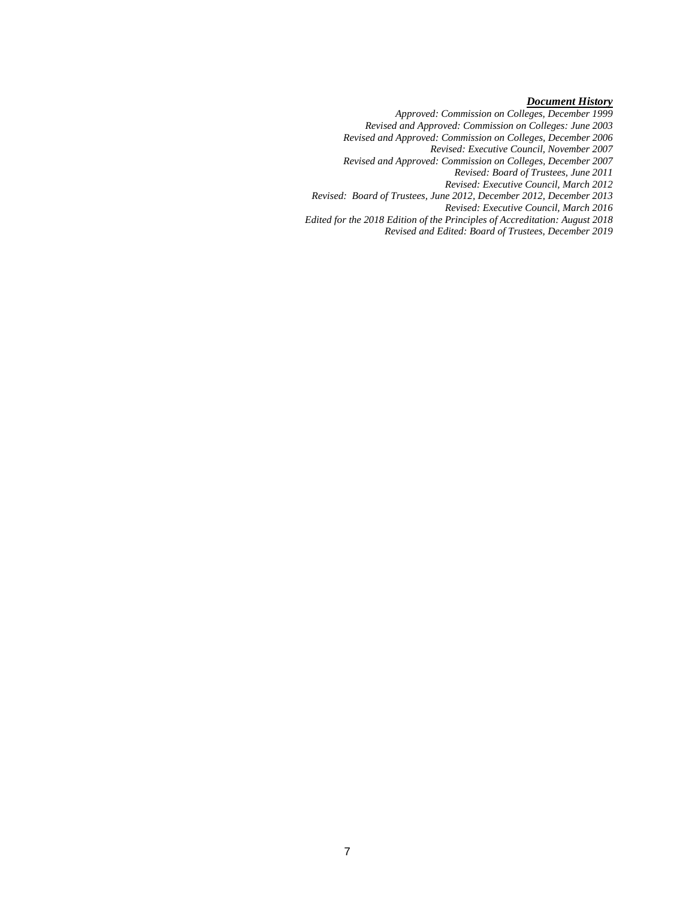***Document History***

*Approved: Commission on Colleges, December 1999*
*Revised and Approved: Commission on Colleges: June 2003*
*Revised and Approved: Commission on Colleges, December 2006*
*Revised: Executive Council, November 2007*
*Revised and Approved: Commission on Colleges, December 2007*
*Revised: Board of Trustees, June 2011*
*Revised: Executive Council, March 2012*
*Revised: Board of Trustees, June 2012, December 2012, December 2013*
*Revised: Executive Council, March 2016*
*Edited for the 2018 Edition of the Principles of Accreditation: August 2018*
*Revised and Edited: Board of Trustees, December 2019*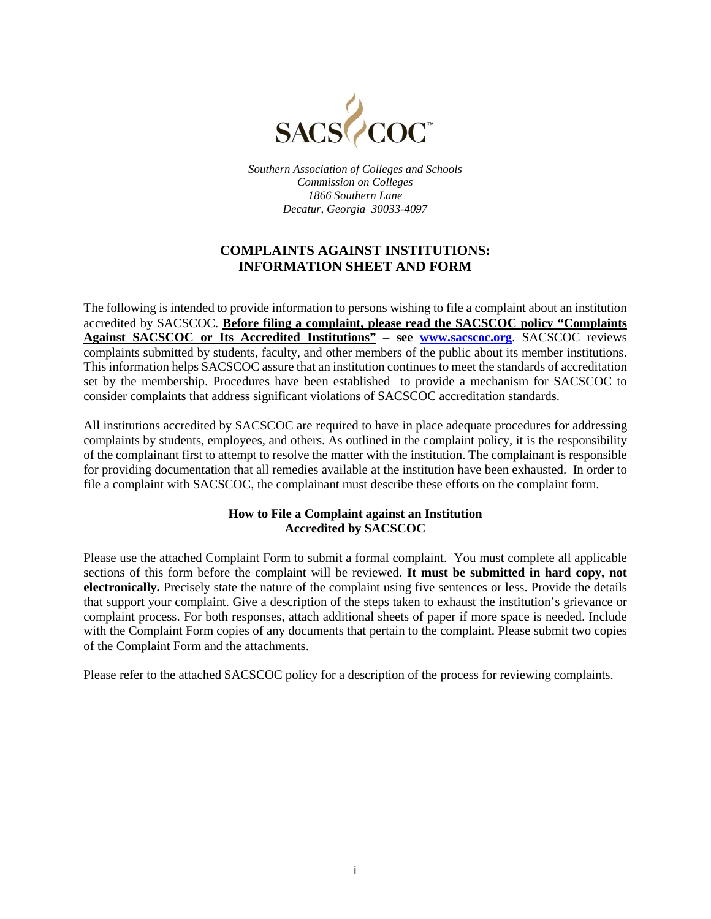SACS COC

*Southern Association of Colleges and Schools*
*Commission on Colleges*
*1866 Southern Lane*
*Decatur, Georgia 30033-4097*

# COMPLAINTS AGAINST INSTITUTIONS: INFORMATION SHEET AND FORM

The following is intended to provide information to persons wishing to file a complaint about an institution accredited by SACSCOC. **Before filing a complaint, please read the SACSCOC policy "Complaints Against SACSCOC or Its Accredited Institutions" – see www.sacscoc.org**. SACSCOC reviews complaints submitted by students, faculty, and other members of the public about its member institutions. This information helps SACSCOC assure that an institution continues to meet the standards of accreditation set by the membership. Procedures have been established to provide a mechanism for SACSCOC to consider complaints that address significant violations of SACSCOC accreditation standards.

All institutions accredited by SACSCOC are required to have in place adequate procedures for addressing complaints by students, employees, and others. As outlined in the complaint policy, it is the responsibility of the complainant first to attempt to resolve the matter with the institution. The complainant is responsible for providing documentation that all remedies available at the institution have been exhausted. In order to file a complaint with SACSCOC, the complainant must describe these efforts on the complaint form.

## How to File a Complaint against an Institution Accredited by SACSCOC

Please use the attached Complaint Form to submit a formal complaint. You must complete all applicable sections of this form before the complaint will be reviewed. **It must be submitted in hard copy, not electronically.** Precisely state the nature of the complaint using five sentences or less. Provide the details that support your complaint. Give a description of the steps taken to exhaust the institution's grievance or complaint process. For both responses, attach additional sheets of paper if more space is needed. Include with the Complaint Form copies of any documents that pertain to the complaint. Please submit two copies of the Complaint Form and the attachments.

Please refer to the attached SACSCOC policy for a description of the process for reviewing complaints.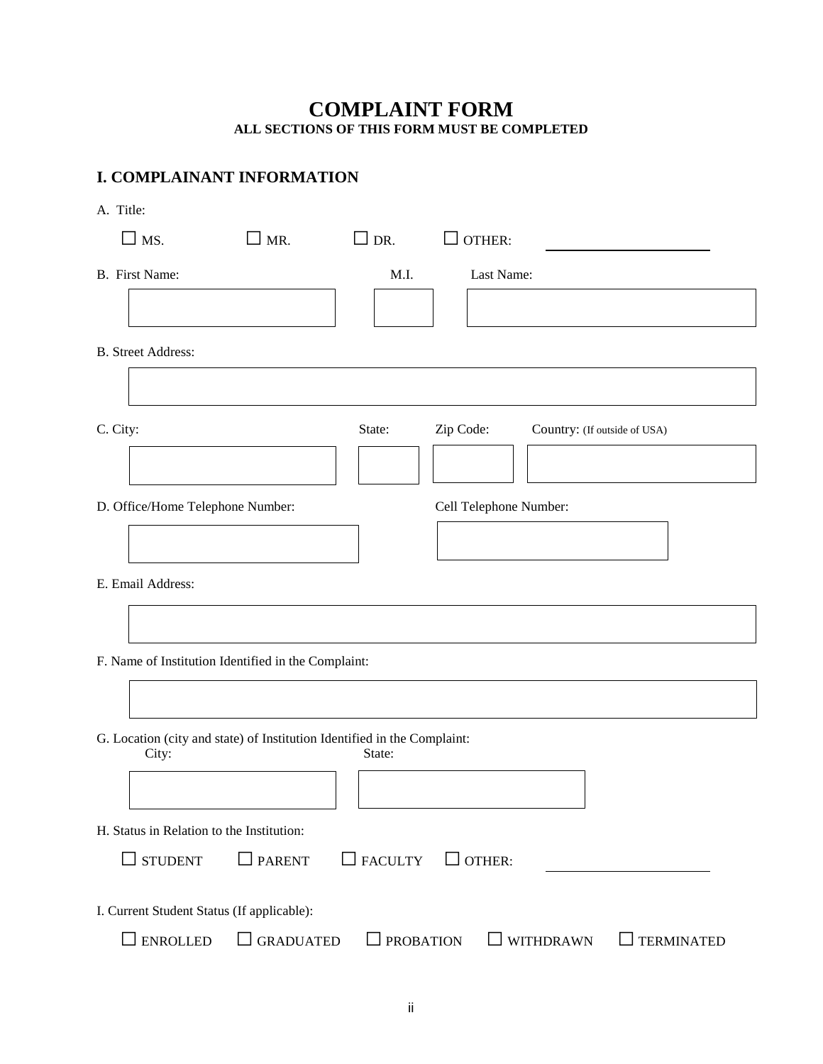# COMPLAINT FORM

**ALL SECTIONS OF THIS FORM MUST BE COMPLETED**

## I. COMPLAINANT INFORMATION

A. Title:

☐ MS. ☐ MR. ☐ DR. ☐ OTHER: ____________________

B. First Name: M.I. Last Name:

B. Street Address:

C. City: State: Zip Code: Country: (If outside of USA)

D. Office/Home Telephone Number: Cell Telephone Number:

E. Email Address:

F. Name of Institution Identified in the Complaint:

G. Location (city and state) of Institution Identified in the Complaint:
City: State:

H. Status in Relation to the Institution:

☐ STUDENT ☐ PARENT ☐ FACULTY ☐ OTHER: ____________________

I. Current Student Status (If applicable):

☐ ENROLLED ☐ GRADUATED ☐ PROBATION ☐ WITHDRAWN ☐ TERMINATED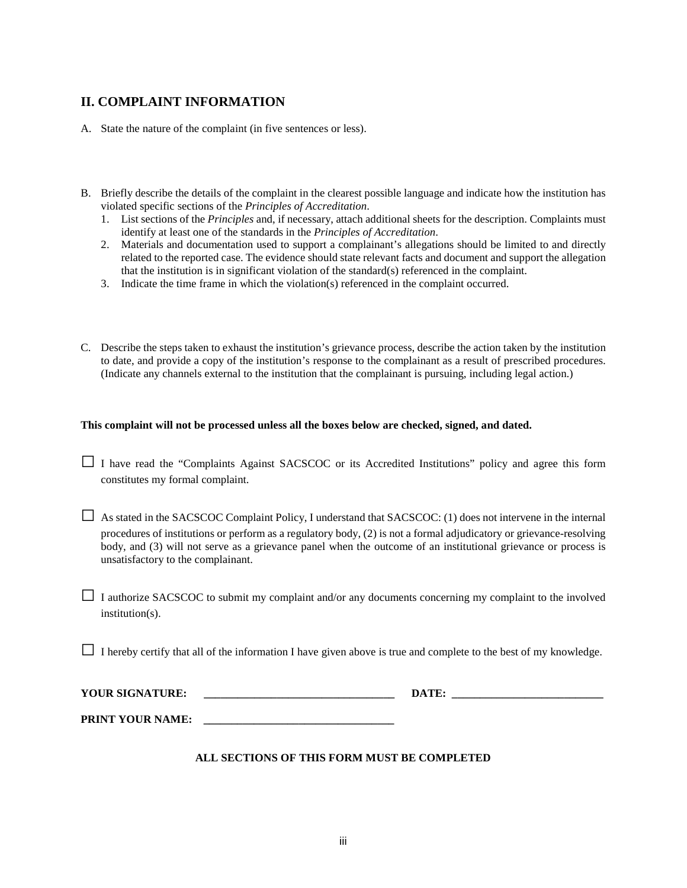## II. COMPLAINT INFORMATION

A. State the nature of the complaint (in five sentences or less).

B. Briefly describe the details of the complaint in the clearest possible language and indicate how the institution has violated specific sections of the *Principles of Accreditation*.

1. List sections of the *Principles* and, if necessary, attach additional sheets for the description. Complaints must identify at least one of the standards in the *Principles of Accreditation*.
2. Materials and documentation used to support a complainant's allegations should be limited to and directly related to the reported case. The evidence should state relevant facts and document and support the allegation that the institution is in significant violation of the standard(s) referenced in the complaint.
3. Indicate the time frame in which the violation(s) referenced in the complaint occurred.

C. Describe the steps taken to exhaust the institution's grievance process, describe the action taken by the institution to date, and provide a copy of the institution's response to the complainant as a result of prescribed procedures. (Indicate any channels external to the institution that the complainant is pursuing, including legal action.)

**This complaint will not be processed unless all the boxes below are checked, signed, and dated.**

☐ I have read the "Complaints Against SACSCOC or its Accredited Institutions" policy and agree this form constitutes my formal complaint.

☐ As stated in the SACSCOC Complaint Policy, I understand that SACSCOC: (1) does not intervene in the internal procedures of institutions or perform as a regulatory body, (2) is not a formal adjudicatory or grievance-resolving body, and (3) will not serve as a grievance panel when the outcome of an institutional grievance or process is unsatisfactory to the complainant.

☐ I authorize SACSCOC to submit my complaint and/or any documents concerning my complaint to the involved institution(s).

☐ I hereby certify that all of the information I have given above is true and complete to the best of my knowledge.

**YOUR SIGNATURE:** ___________________________________ **DATE:** ___________________________

**PRINT YOUR NAME:** ___________________________________

**ALL SECTIONS OF THIS FORM MUST BE COMPLETED**